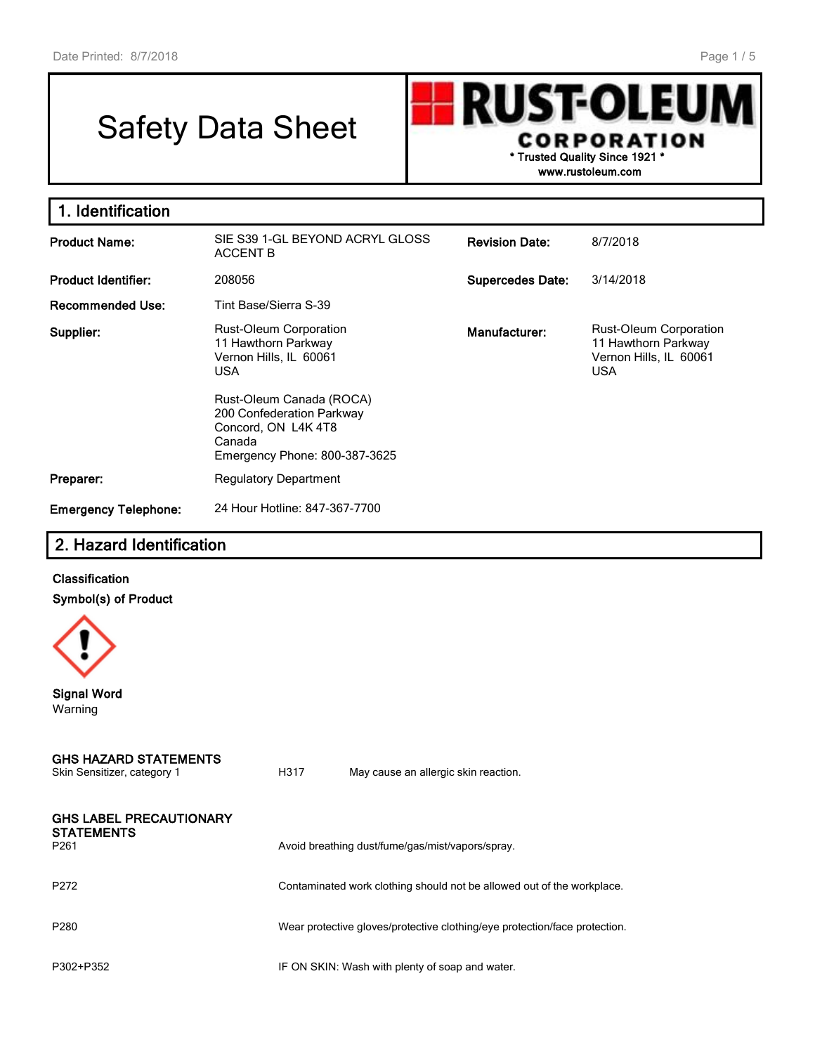# Safety Data Sheet

**RUST-OLEUM CORPORATION**
\* Trusted Quality Since 1921 \*
www.rustoleum.com

## 1. Identification

| | | | |
|---|---|---|---|
| **Product Name:** | SIE S39 1-GL BEYOND ACRYL GLOSS ACCENT B | **Revision Date:** | 8/7/2018 |
| **Product Identifier:** | 208056 | **Supercedes Date:** | 3/14/2018 |
| **Recommended Use:** | Tint Base/Sierra S-39 | | |
| **Supplier:** | Rust-Oleum Corporation<br>11 Hawthorn Parkway<br>Vernon Hills, IL 60061<br>USA<br><br>Rust-Oleum Canada (ROCA)<br>200 Confederation Parkway<br>Concord, ON L4K 4T8<br>Canada<br>Emergency Phone: 800-387-3625 | **Manufacturer:** | Rust-Oleum Corporation<br>11 Hawthorn Parkway<br>Vernon Hills, IL 60061<br>USA |
| **Preparer:** | Regulatory Department | | |
| **Emergency Telephone:** | 24 Hour Hotline: 847-367-7700 | | |

## 2. Hazard Identification

**Classification**

**Symbol(s) of Product**

**Signal Word**
Warning

**GHS HAZARD STATEMENTS**

| | | |
|---|---|---|
| Skin Sensitizer, category 1 | H317 | May cause an allergic skin reaction. |

**GHS LABEL PRECAUTIONARY STATEMENTS**

| | |
|---|---|
| P261 | Avoid breathing dust/fume/gas/mist/vapors/spray. |
| P272 | Contaminated work clothing should not be allowed out of the workplace. |
| P280 | Wear protective gloves/protective clothing/eye protection/face protection. |
| P302+P352 | IF ON SKIN: Wash with plenty of soap and water. |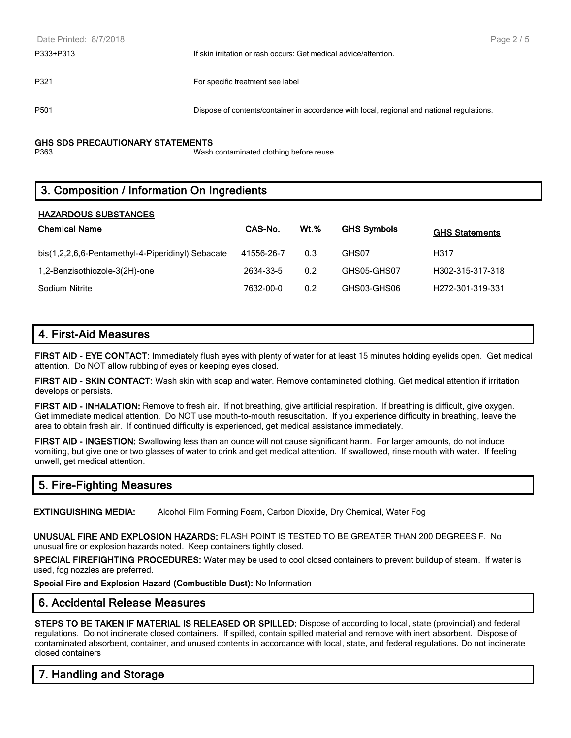| | |
|---|---|
| P333+P313 | If skin irritation or rash occurs: Get medical advice/attention. |
| P321 | For specific treatment see label |
| P501 | Dispose of contents/container in accordance with local, regional and national regulations. |

**GHS SDS PRECAUTIONARY STATEMENTS**

| | |
|---|---|
| P363 | Wash contaminated clothing before reuse. |

## 3. Composition / Information On Ingredients

**HAZARDOUS SUBSTANCES**

| Chemical Name | CAS-No. | Wt.% | GHS Symbols | GHS Statements |
|---|---|---|---|---|
| bis(1,2,2,6,6-Pentamethyl-4-Piperidinyl) Sebacate | 41556-26-7 | 0.3 | GHS07 | H317 |
| 1,2-Benzisothiozole-3(2H)-one | 2634-33-5 | 0.2 | GHS05-GHS07 | H302-315-317-318 |
| Sodium Nitrite | 7632-00-0 | 0.2 | GHS03-GHS06 | H272-301-319-331 |

## 4. First-Aid Measures

**FIRST AID - EYE CONTACT:** Immediately flush eyes with plenty of water for at least 15 minutes holding eyelids open. Get medical attention. Do NOT allow rubbing of eyes or keeping eyes closed.

**FIRST AID - SKIN CONTACT:** Wash skin with soap and water. Remove contaminated clothing. Get medical attention if irritation develops or persists.

**FIRST AID - INHALATION:** Remove to fresh air. If not breathing, give artificial respiration. If breathing is difficult, give oxygen. Get immediate medical attention. Do NOT use mouth-to-mouth resuscitation. If you experience difficulty in breathing, leave the area to obtain fresh air. If continued difficulty is experienced, get medical assistance immediately.

**FIRST AID - INGESTION:** Swallowing less than an ounce will not cause significant harm. For larger amounts, do not induce vomiting, but give one or two glasses of water to drink and get medical attention. If swallowed, rinse mouth with water. If feeling unwell, get medical attention.

## 5. Fire-Fighting Measures

**EXTINGUISHING MEDIA:** Alcohol Film Forming Foam, Carbon Dioxide, Dry Chemical, Water Fog

**UNUSUAL FIRE AND EXPLOSION HAZARDS:** FLASH POINT IS TESTED TO BE GREATER THAN 200 DEGREES F. No unusual fire or explosion hazards noted. Keep containers tightly closed.

**SPECIAL FIREFIGHTING PROCEDURES:** Water may be used to cool closed containers to prevent buildup of steam. If water is used, fog nozzles are preferred.

**Special Fire and Explosion Hazard (Combustible Dust):** No Information

## 6. Accidental Release Measures

**STEPS TO BE TAKEN IF MATERIAL IS RELEASED OR SPILLED:** Dispose of according to local, state (provincial) and federal regulations. Do not incinerate closed containers. If spilled, contain spilled material and remove with inert absorbent. Dispose of contaminated absorbent, container, and unused contents in accordance with local, state, and federal regulations. Do not incinerate closed containers

## 7. Handling and Storage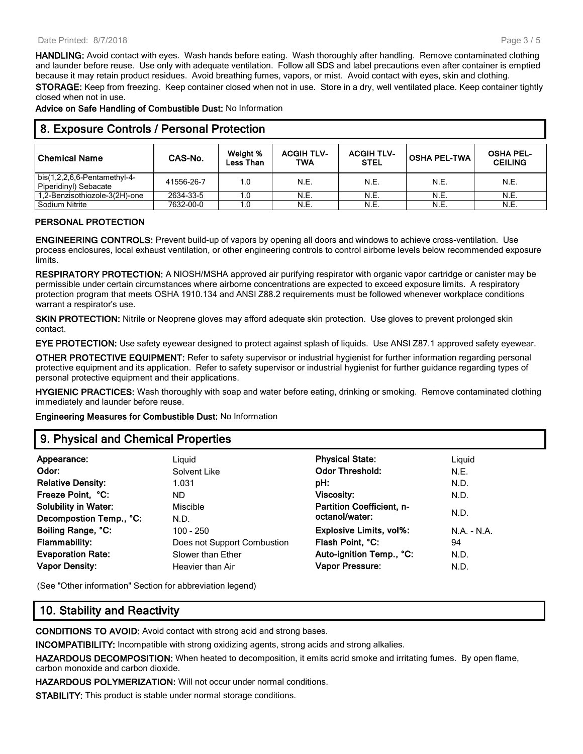**HANDLING:** Avoid contact with eyes. Wash hands before eating. Wash thoroughly after handling. Remove contaminated clothing and launder before reuse. Use only with adequate ventilation. Follow all SDS and label precautions even after container is emptied because it may retain product residues. Avoid breathing fumes, vapors, or mist. Avoid contact with eyes, skin and clothing.

**STORAGE:** Keep from freezing. Keep container closed when not in use. Store in a dry, well ventilated place. Keep container tightly closed when not in use.

**Advice on Safe Handling of Combustible Dust:** No Information

## 8. Exposure Controls / Personal Protection

| Chemical Name | CAS-No. | Weight % Less Than | ACGIH TLV-TWA | ACGIH TLV-STEL | OSHA PEL-TWA | OSHA PEL-CEILING |
|---|---|---|---|---|---|---|
| bis(1,2,2,6,6-Pentamethyl-4-Piperidinyl) Sebacate | 41556-26-7 | 1.0 | N.E. | N.E. | N.E. | N.E. |
| 1,2-Benzisothiozole-3(2H)-one | 2634-33-5 | 1.0 | N.E. | N.E. | N.E. | N.E. |
| Sodium Nitrite | 7632-00-0 | 1.0 | N.E. | N.E. | N.E. | N.E. |

**PERSONAL PROTECTION**

**ENGINEERING CONTROLS:** Prevent build-up of vapors by opening all doors and windows to achieve cross-ventilation. Use process enclosures, local exhaust ventilation, or other engineering controls to control airborne levels below recommended exposure limits.

**RESPIRATORY PROTECTION:** A NIOSH/MSHA approved air purifying respirator with organic vapor cartridge or canister may be permissible under certain circumstances where airborne concentrations are expected to exceed exposure limits. A respiratory protection program that meets OSHA 1910.134 and ANSI Z88.2 requirements must be followed whenever workplace conditions warrant a respirator's use.

**SKIN PROTECTION:** Nitrile or Neoprene gloves may afford adequate skin protection. Use gloves to prevent prolonged skin contact.

**EYE PROTECTION:** Use safety eyewear designed to protect against splash of liquids. Use ANSI Z87.1 approved safety eyewear.

**OTHER PROTECTIVE EQUIPMENT:** Refer to safety supervisor or industrial hygienist for further information regarding personal protective equipment and its application. Refer to safety supervisor or industrial hygienist for further guidance regarding types of personal protective equipment and their applications.

**HYGIENIC PRACTICES:** Wash thoroughly with soap and water before eating, drinking or smoking. Remove contaminated clothing immediately and launder before reuse.

**Engineering Measures for Combustible Dust:** No Information

## 9. Physical and Chemical Properties

| | | | |
|---|---|---|---|
| **Appearance:** | Liquid | **Physical State:** | Liquid |
| **Odor:** | Solvent Like | **Odor Threshold:** | N.E. |
| **Relative Density:** | 1.031 | **pH:** | N.D. |
| **Freeze Point, °C:** | ND | **Viscosity:** | N.D. |
| **Solubility in Water:** | Miscible | **Partition Coefficient, n-octanol/water:** | N.D. |
| **Decompostion Temp., °C:** | N.D. | | |
| **Boiling Range, °C:** | 100 - 250 | **Explosive Limits, vol%:** | N.A. - N.A. |
| **Flammability:** | Does not Support Combustion | **Flash Point, °C:** | 94 |
| **Evaporation Rate:** | Slower than Ether | **Auto-ignition Temp., °C:** | N.D. |
| **Vapor Density:** | Heavier than Air | **Vapor Pressure:** | N.D. |

(See "Other information" Section for abbreviation legend)

## 10. Stability and Reactivity

**CONDITIONS TO AVOID:** Avoid contact with strong acid and strong bases.

**INCOMPATIBILITY:** Incompatible with strong oxidizing agents, strong acids and strong alkalies.

**HAZARDOUS DECOMPOSITION:** When heated to decomposition, it emits acrid smoke and irritating fumes. By open flame, carbon monoxide and carbon dioxide.

**HAZARDOUS POLYMERIZATION:** Will not occur under normal conditions.

**STABILITY:** This product is stable under normal storage conditions.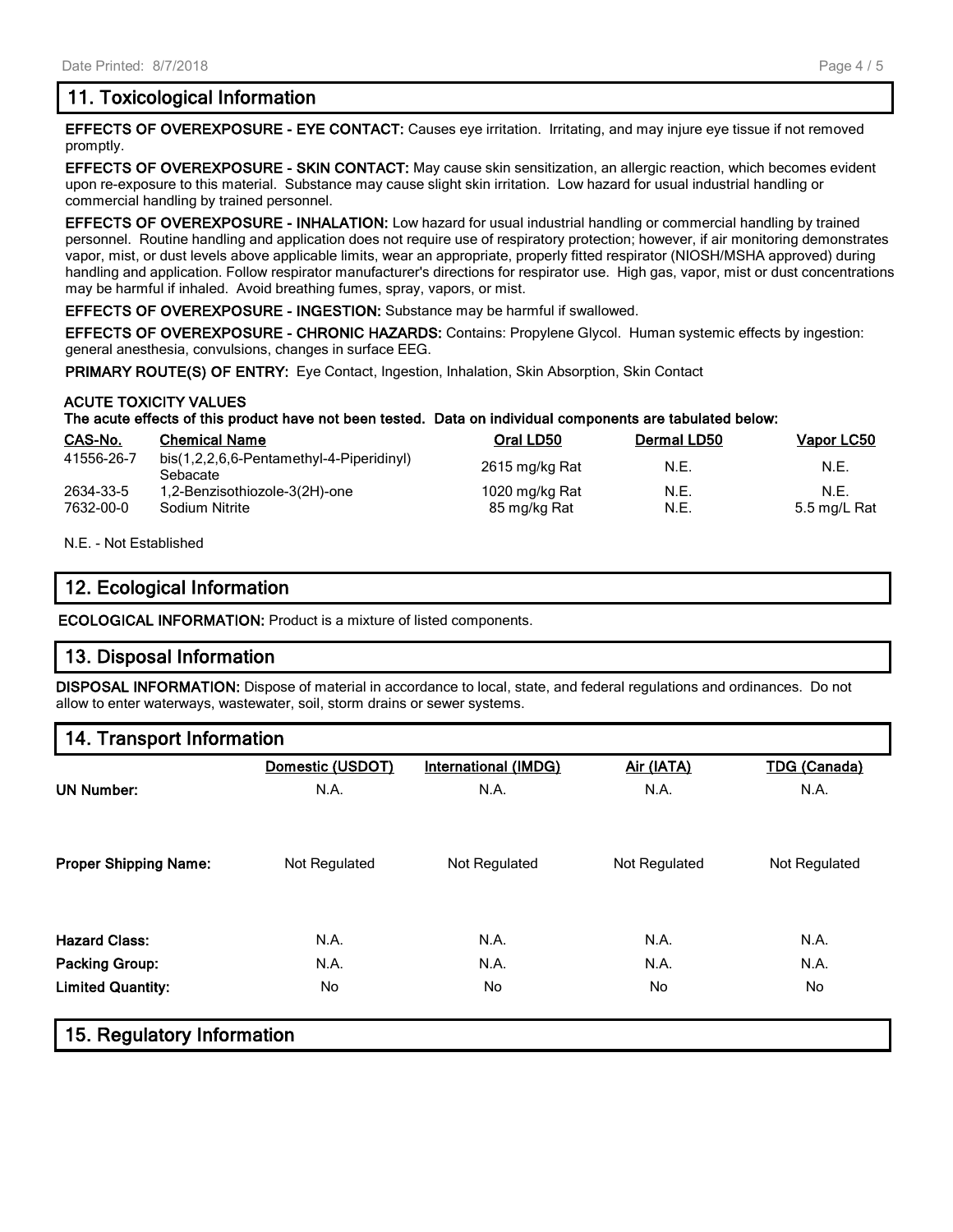## 11. Toxicological Information

**EFFECTS OF OVEREXPOSURE - EYE CONTACT:** Causes eye irritation. Irritating, and may injure eye tissue if not removed promptly.

**EFFECTS OF OVEREXPOSURE - SKIN CONTACT:** May cause skin sensitization, an allergic reaction, which becomes evident upon re-exposure to this material. Substance may cause slight skin irritation. Low hazard for usual industrial handling or commercial handling by trained personnel.

**EFFECTS OF OVEREXPOSURE - INHALATION:** Low hazard for usual industrial handling or commercial handling by trained personnel. Routine handling and application does not require use of respiratory protection; however, if air monitoring demonstrates vapor, mist, or dust levels above applicable limits, wear an appropriate, properly fitted respirator (NIOSH/MSHA approved) during handling and application. Follow respirator manufacturer's directions for respirator use. High gas, vapor, mist or dust concentrations may be harmful if inhaled. Avoid breathing fumes, spray, vapors, or mist.

**EFFECTS OF OVEREXPOSURE - INGESTION:** Substance may be harmful if swallowed.

**EFFECTS OF OVEREXPOSURE - CHRONIC HAZARDS:** Contains: Propylene Glycol. Human systemic effects by ingestion: general anesthesia, convulsions, changes in surface EEG.

**PRIMARY ROUTE(S) OF ENTRY:** Eye Contact, Ingestion, Inhalation, Skin Absorption, Skin Contact

**ACUTE TOXICITY VALUES**
**The acute effects of this product have not been tested. Data on individual components are tabulated below:**

| CAS-No. | Chemical Name | Oral LD50 | Dermal LD50 | Vapor LC50 |
|---|---|---|---|---|
| 41556-26-7 | bis(1,2,2,6,6-Pentamethyl-4-Piperidinyl) Sebacate | 2615 mg/kg Rat | N.E. | N.E. |
| 2634-33-5 | 1,2-Benzisothiozole-3(2H)-one | 1020 mg/kg Rat | N.E. | N.E. |
| 7632-00-0 | Sodium Nitrite | 85 mg/kg Rat | N.E. | 5.5 mg/L Rat |

N.E. - Not Established

## 12. Ecological Information

**ECOLOGICAL INFORMATION:** Product is a mixture of listed components.

## 13. Disposal Information

**DISPOSAL INFORMATION:** Dispose of material in accordance to local, state, and federal regulations and ordinances. Do not allow to enter waterways, wastewater, soil, storm drains or sewer systems.

## 14. Transport Information

| | Domestic (USDOT) | International (IMDG) | Air (IATA) | TDG (Canada) |
|---|---|---|---|---|
| **UN Number:** | N.A. | N.A. | N.A. | N.A. |
| **Proper Shipping Name:** | Not Regulated | Not Regulated | Not Regulated | Not Regulated |
| **Hazard Class:** | N.A. | N.A. | N.A. | N.A. |
| **Packing Group:** | N.A. | N.A. | N.A. | N.A. |
| **Limited Quantity:** | No | No | No | No |

## 15. Regulatory Information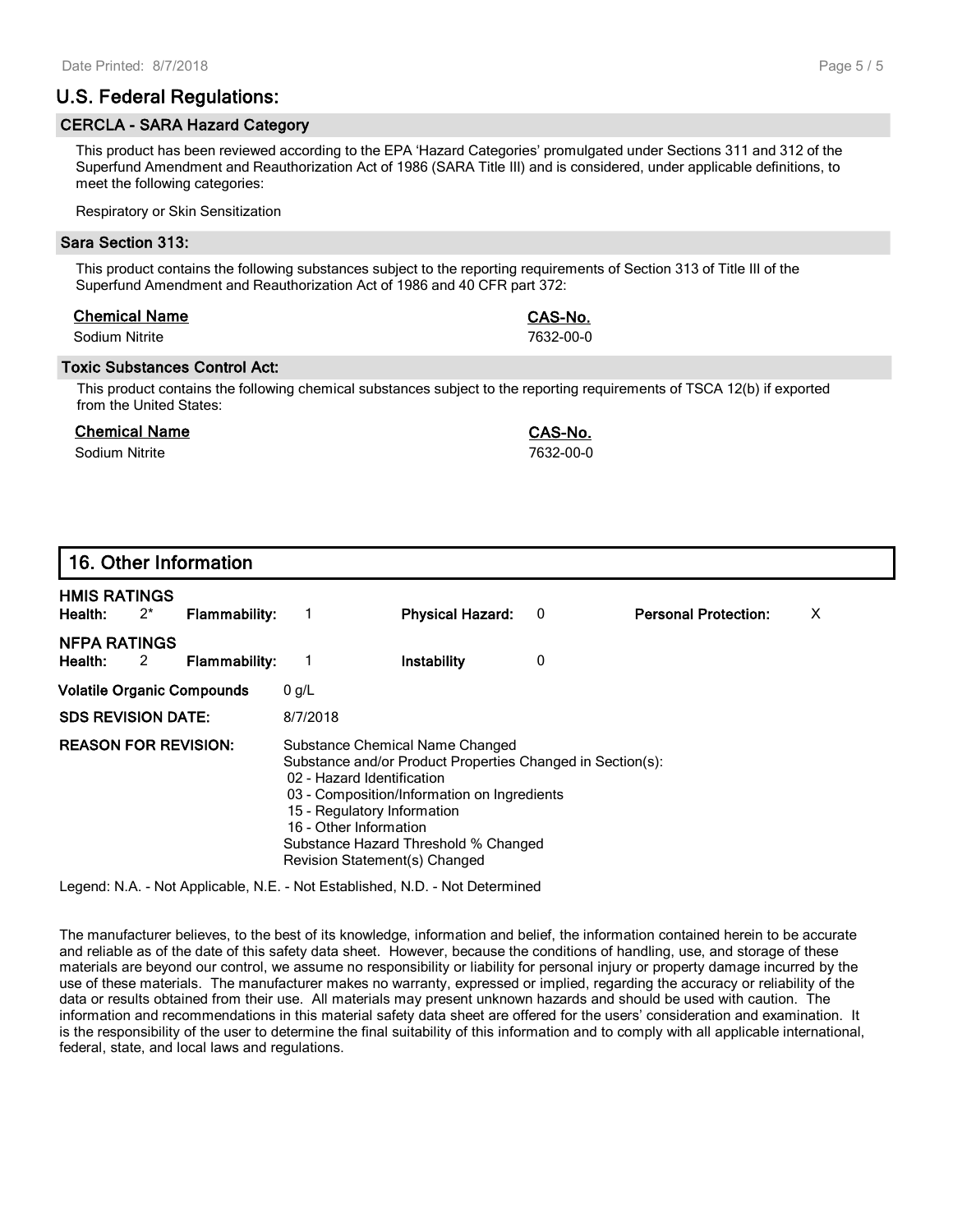## U.S. Federal Regulations:

### CERCLA - SARA Hazard Category

This product has been reviewed according to the EPA 'Hazard Categories' promulgated under Sections 311 and 312 of the Superfund Amendment and Reauthorization Act of 1986 (SARA Title III) and is considered, under applicable definitions, to meet the following categories:

Respiratory or Skin Sensitization

### Sara Section 313:

This product contains the following substances subject to the reporting requirements of Section 313 of Title III of the Superfund Amendment and Reauthorization Act of 1986 and 40 CFR part 372:

| Chemical Name | CAS-No. |
| --- | --- |
| Sodium Nitrite | 7632-00-0 |

### Toxic Substances Control Act:

This product contains the following chemical substances subject to the reporting requirements of TSCA 12(b) if exported from the United States:

| Chemical Name | CAS-No. |
| --- | --- |
| Sodium Nitrite | 7632-00-0 |

## 16. Other Information

**HMIS RATINGS**

| | | | | | | | |
| --- | --- | --- | --- | --- | --- | --- | --- |
| **Health:** | 2* | **Flammability:** | 1 | **Physical Hazard:** | 0 | **Personal Protection:** | X |

**NFPA RATINGS**

| | | | | | |
| --- | --- | --- | --- | --- | --- |
| **Health:** | 2 | **Flammability:** | 1 | **Instability** | 0 |

**Volatile Organic Compounds** 0 g/L

**SDS REVISION DATE:** 8/7/2018

**REASON FOR REVISION:**

Substance Chemical Name Changed
Substance and/or Product Properties Changed in Section(s):
- 02 - Hazard Identification
- 03 - Composition/Information on Ingredients
- 15 - Regulatory Information
- 16 - Other Information

Substance Hazard Threshold % Changed
Revision Statement(s) Changed

Legend: N.A. - Not Applicable, N.E. - Not Established, N.D. - Not Determined

The manufacturer believes, to the best of its knowledge, information and belief, the information contained herein to be accurate and reliable as of the date of this safety data sheet. However, because the conditions of handling, use, and storage of these materials are beyond our control, we assume no responsibility or liability for personal injury or property damage incurred by the use of these materials. The manufacturer makes no warranty, expressed or implied, regarding the accuracy or reliability of the data or results obtained from their use. All materials may present unknown hazards and should be used with caution. The information and recommendations in this material safety data sheet are offered for the users' consideration and examination. It is the responsibility of the user to determine the final suitability of this information and to comply with all applicable international, federal, state, and local laws and regulations.